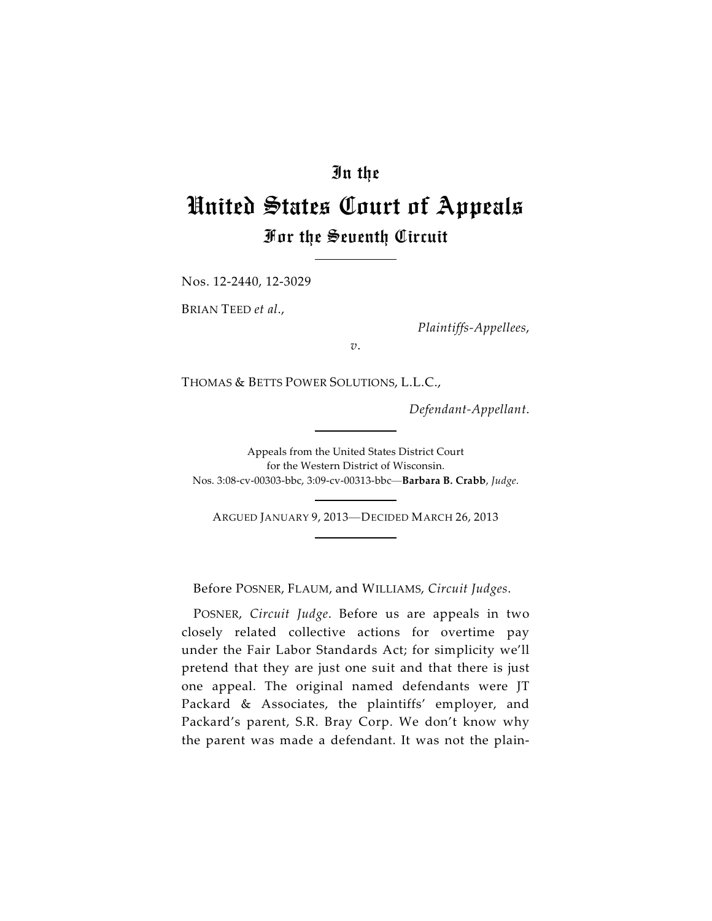# In the
# United States Court of Appeals
## For the Seventh Circuit

Nos. 12-2440, 12-3029

BRIAN TEED *et al.*,

*Plaintiffs-Appellees*,

*v.*

THOMAS & BETTS POWER SOLUTIONS, L.L.C.,

*Defendant-Appellant*.

Appeals from the United States District Court for the Western District of Wisconsin.
Nos. 3:08-cv-00303-bbc, 3:09-cv-00313-bbc—**Barbara B. Crabb**, *Judge*.

ARGUED JANUARY 9, 2013—DECIDED MARCH 26, 2013

Before POSNER, FLAUM, and WILLIAMS, *Circuit Judges*.

POSNER, *Circuit Judge*. Before us are appeals in two closely related collective actions for overtime pay under the Fair Labor Standards Act; for simplicity we'll pretend that they are just one suit and that there is just one appeal. The original named defendants were JT Packard & Associates, the plaintiffs' employer, and Packard's parent, S.R. Bray Corp. We don't know why the parent was made a defendant. It was not the plain-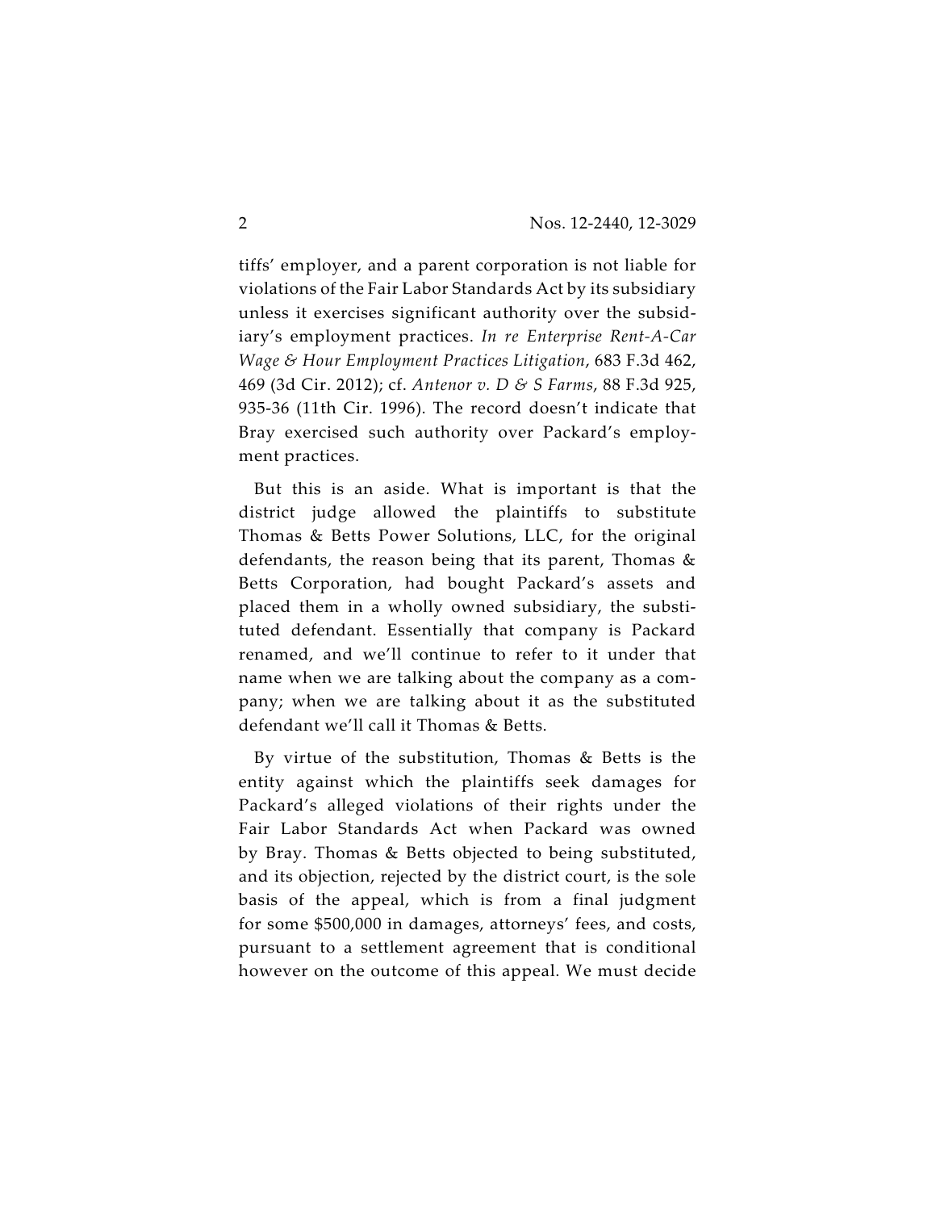tiffs' employer, and a parent corporation is not liable for violations of the Fair Labor Standards Act by its subsidiary unless it exercises significant authority over the subsidiary's employment practices. *In re Enterprise Rent-A-Car Wage & Hour Employment Practices Litigation*, 683 F.3d 462, 469 (3d Cir. 2012); cf. *Antenor v. D & S Farms*, 88 F.3d 925, 935-36 (11th Cir. 1996). The record doesn't indicate that Bray exercised such authority over Packard's employment practices.

But this is an aside. What is important is that the district judge allowed the plaintiffs to substitute Thomas & Betts Power Solutions, LLC, for the original defendants, the reason being that its parent, Thomas & Betts Corporation, had bought Packard's assets and placed them in a wholly owned subsidiary, the substituted defendant. Essentially that company is Packard renamed, and we'll continue to refer to it under that name when we are talking about the company as a company; when we are talking about it as the substituted defendant we'll call it Thomas & Betts.

By virtue of the substitution, Thomas & Betts is the entity against which the plaintiffs seek damages for Packard's alleged violations of their rights under the Fair Labor Standards Act when Packard was owned by Bray. Thomas & Betts objected to being substituted, and its objection, rejected by the district court, is the sole basis of the appeal, which is from a final judgment for some $500,000 in damages, attorneys' fees, and costs, pursuant to a settlement agreement that is conditional however on the outcome of this appeal. We must decide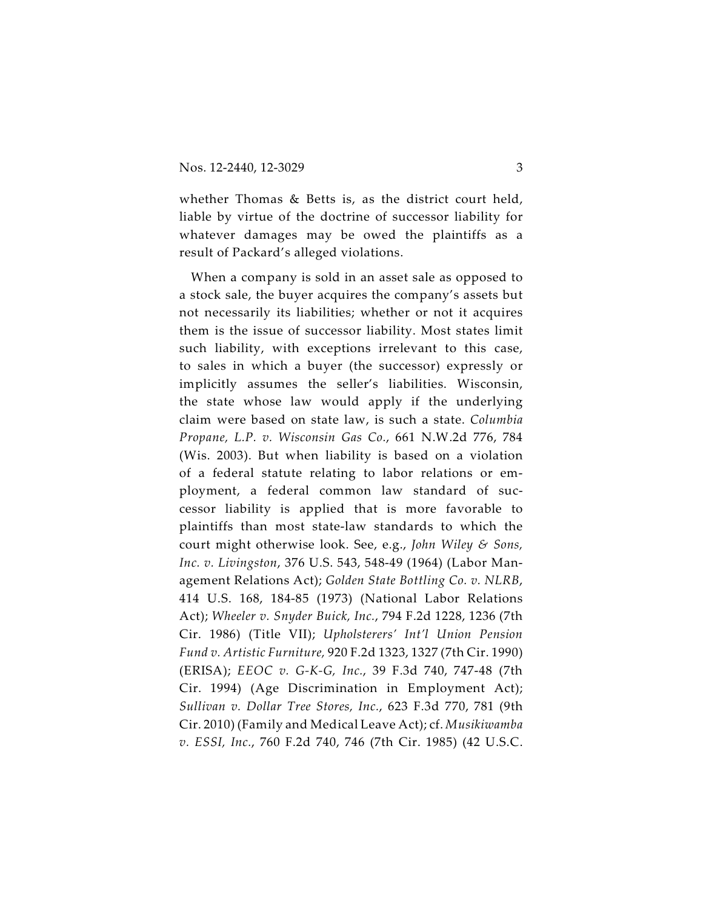whether Thomas & Betts is, as the district court held, liable by virtue of the doctrine of successor liability for whatever damages may be owed the plaintiffs as a result of Packard's alleged violations.

When a company is sold in an asset sale as opposed to a stock sale, the buyer acquires the company's assets but not necessarily its liabilities; whether or not it acquires them is the issue of successor liability. Most states limit such liability, with exceptions irrelevant to this case, to sales in which a buyer (the successor) expressly or implicitly assumes the seller's liabilities. Wisconsin, the state whose law would apply if the underlying claim were based on state law, is such a state. *Columbia Propane, L.P. v. Wisconsin Gas Co.*, 661 N.W.2d 776, 784 (Wis. 2003). But when liability is based on a violation of a federal statute relating to labor relations or employment, a federal common law standard of successor liability is applied that is more favorable to plaintiffs than most state-law standards to which the court might otherwise look. See, e.g., *John Wiley & Sons, Inc. v. Livingston*, 376 U.S. 543, 548-49 (1964) (Labor Management Relations Act); *Golden State Bottling Co. v. NLRB*, 414 U.S. 168, 184-85 (1973) (National Labor Relations Act); *Wheeler v. Snyder Buick, Inc.*, 794 F.2d 1228, 1236 (7th Cir. 1986) (Title VII); *Upholsterers' Int'l Union Pension Fund v. Artistic Furniture*, 920 F.2d 1323, 1327 (7th Cir. 1990) (ERISA); *EEOC v. G-K-G, Inc.*, 39 F.3d 740, 747-48 (7th Cir. 1994) (Age Discrimination in Employment Act); *Sullivan v. Dollar Tree Stores, Inc.*, 623 F.3d 770, 781 (9th Cir. 2010) (Family and Medical Leave Act); cf. *Musikiwamba v. ESSI, Inc.*, 760 F.2d 740, 746 (7th Cir. 1985) (42 U.S.C.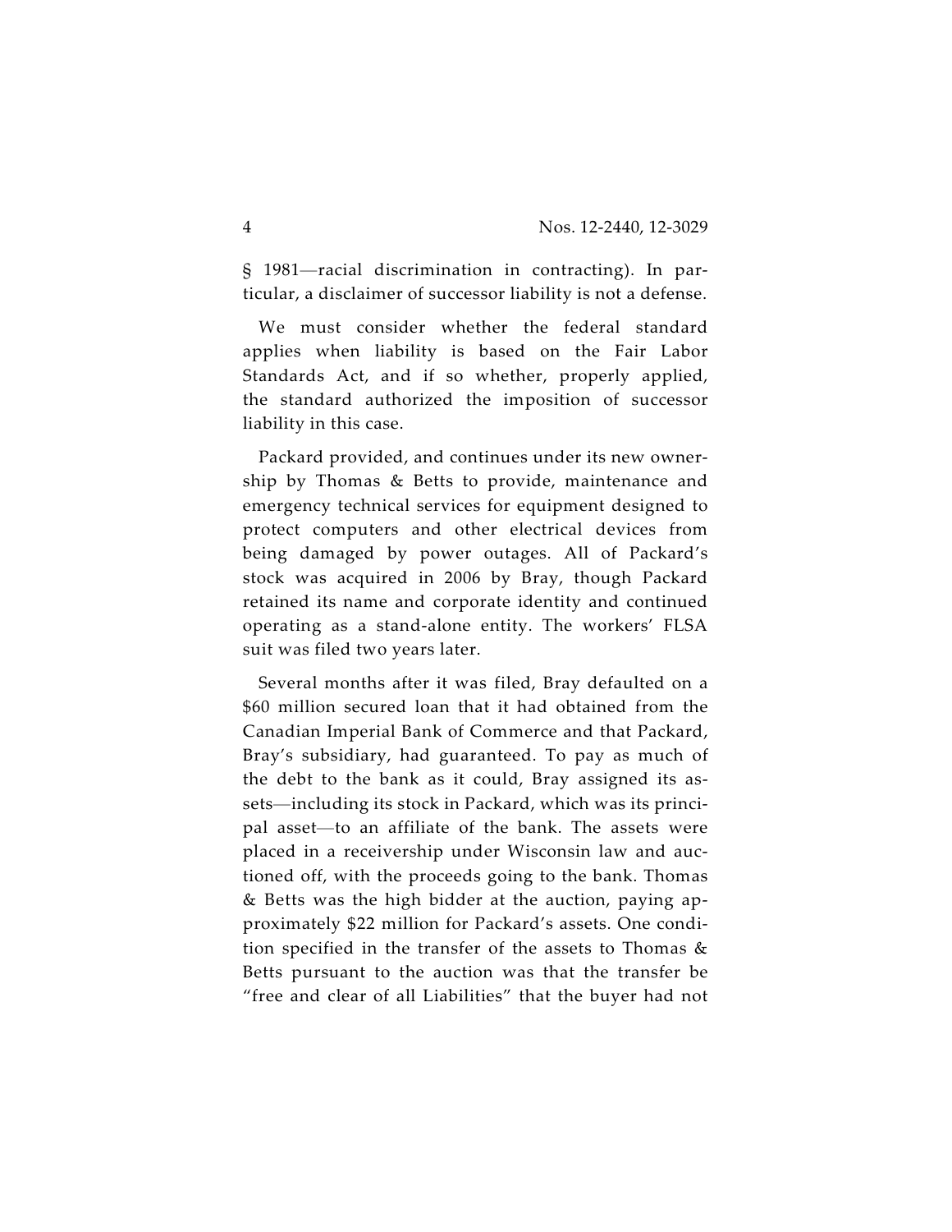§ 1981—racial discrimination in contracting). In particular, a disclaimer of successor liability is not a defense.

We must consider whether the federal standard applies when liability is based on the Fair Labor Standards Act, and if so whether, properly applied, the standard authorized the imposition of successor liability in this case.

Packard provided, and continues under its new ownership by Thomas & Betts to provide, maintenance and emergency technical services for equipment designed to protect computers and other electrical devices from being damaged by power outages. All of Packard's stock was acquired in 2006 by Bray, though Packard retained its name and corporate identity and continued operating as a stand-alone entity. The workers' FLSA suit was filed two years later.

Several months after it was filed, Bray defaulted on a $60 million secured loan that it had obtained from the Canadian Imperial Bank of Commerce and that Packard, Bray's subsidiary, had guaranteed. To pay as much of the debt to the bank as it could, Bray assigned its assets—including its stock in Packard, which was its principal asset—to an affiliate of the bank. The assets were placed in a receivership under Wisconsin law and auctioned off, with the proceeds going to the bank. Thomas & Betts was the high bidder at the auction, paying approximately $22 million for Packard's assets. One condition specified in the transfer of the assets to Thomas & Betts pursuant to the auction was that the transfer be "free and clear of all Liabilities" that the buyer had not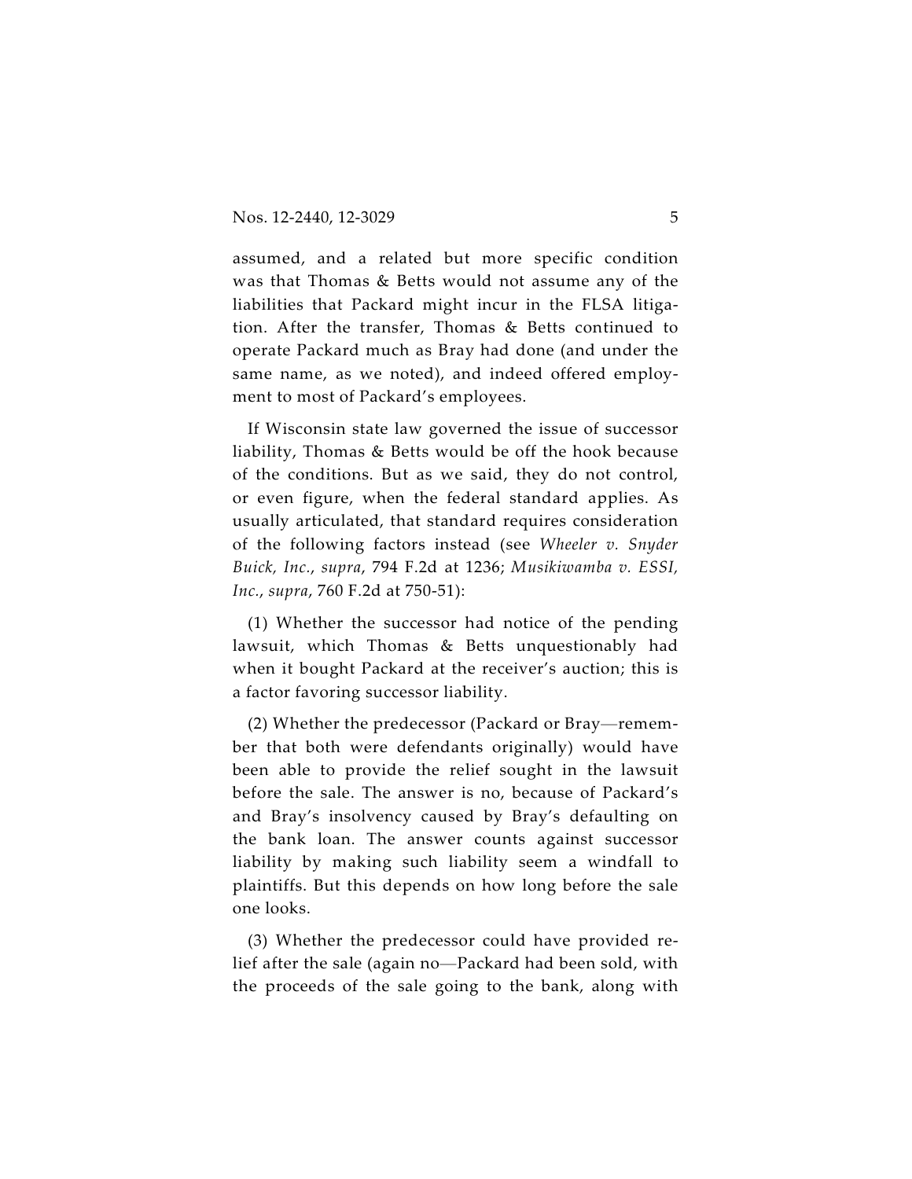assumed, and a related but more specific condition was that Thomas & Betts would not assume any of the liabilities that Packard might incur in the FLSA litigation. After the transfer, Thomas & Betts continued to operate Packard much as Bray had done (and under the same name, as we noted), and indeed offered employment to most of Packard's employees.

If Wisconsin state law governed the issue of successor liability, Thomas & Betts would be off the hook because of the conditions. But as we said, they do not control, or even figure, when the federal standard applies. As usually articulated, that standard requires consideration of the following factors instead (see *Wheeler v. Snyder Buick, Inc.*, *supra*, 794 F.2d at 1236; *Musikiwamba v. ESSI, Inc.*, *supra*, 760 F.2d at 750-51):

(1) Whether the successor had notice of the pending lawsuit, which Thomas & Betts unquestionably had when it bought Packard at the receiver's auction; this is a factor favoring successor liability.

(2) Whether the predecessor (Packard or Bray—remember that both were defendants originally) would have been able to provide the relief sought in the lawsuit before the sale. The answer is no, because of Packard's and Bray's insolvency caused by Bray's defaulting on the bank loan. The answer counts against successor liability by making such liability seem a windfall to plaintiffs. But this depends on how long before the sale one looks.

(3) Whether the predecessor could have provided relief after the sale (again no—Packard had been sold, with the proceeds of the sale going to the bank, along with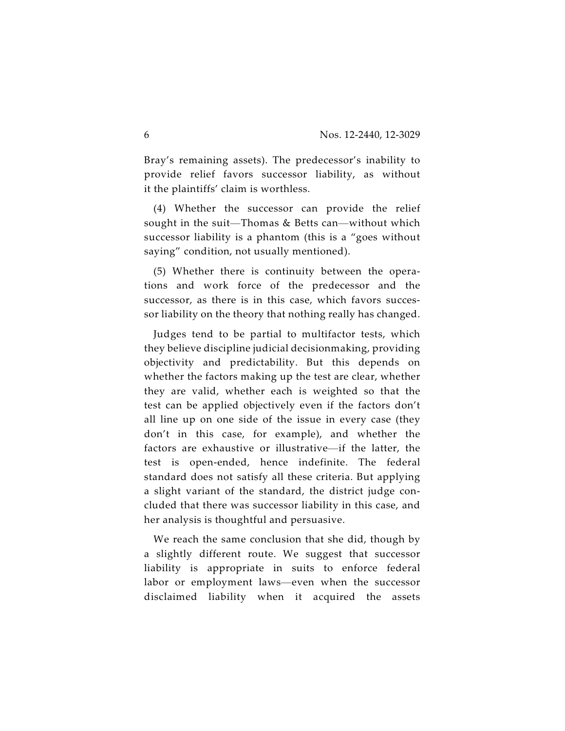Bray's remaining assets). The predecessor's inability to provide relief favors successor liability, as without it the plaintiffs' claim is worthless.

(4) Whether the successor can provide the relief sought in the suit—Thomas & Betts can—without which successor liability is a phantom (this is a "goes without saying" condition, not usually mentioned).

(5) Whether there is continuity between the operations and work force of the predecessor and the successor, as there is in this case, which favors successor liability on the theory that nothing really has changed.

Judges tend to be partial to multifactor tests, which they believe discipline judicial decisionmaking, providing objectivity and predictability. But this depends on whether the factors making up the test are clear, whether they are valid, whether each is weighted so that the test can be applied objectively even if the factors don't all line up on one side of the issue in every case (they don't in this case, for example), and whether the factors are exhaustive or illustrative—if the latter, the test is open-ended, hence indefinite. The federal standard does not satisfy all these criteria. But applying a slight variant of the standard, the district judge concluded that there was successor liability in this case, and her analysis is thoughtful and persuasive.

We reach the same conclusion that she did, though by a slightly different route. We suggest that successor liability is appropriate in suits to enforce federal labor or employment laws—even when the successor disclaimed liability when it acquired the assets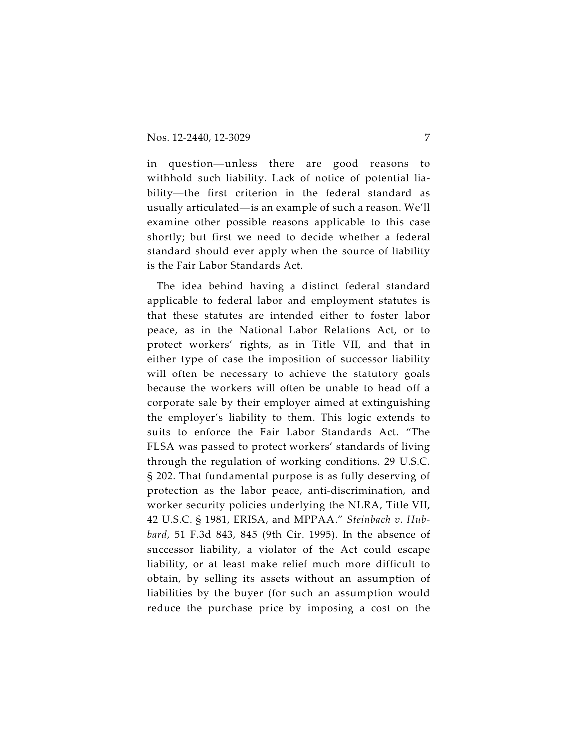in question—unless there are good reasons to withhold such liability. Lack of notice of potential liability—the first criterion in the federal standard as usually articulated—is an example of such a reason. We'll examine other possible reasons applicable to this case shortly; but first we need to decide whether a federal standard should ever apply when the source of liability is the Fair Labor Standards Act.

The idea behind having a distinct federal standard applicable to federal labor and employment statutes is that these statutes are intended either to foster labor peace, as in the National Labor Relations Act, or to protect workers' rights, as in Title VII, and that in either type of case the imposition of successor liability will often be necessary to achieve the statutory goals because the workers will often be unable to head off a corporate sale by their employer aimed at extinguishing the employer's liability to them. This logic extends to suits to enforce the Fair Labor Standards Act. "The FLSA was passed to protect workers' standards of living through the regulation of working conditions. 29 U.S.C. § 202. That fundamental purpose is as fully deserving of protection as the labor peace, anti-discrimination, and worker security policies underlying the NLRA, Title VII, 42 U.S.C. § 1981, ERISA, and MPPAA." *Steinbach v. Hubbard*, 51 F.3d 843, 845 (9th Cir. 1995). In the absence of successor liability, a violator of the Act could escape liability, or at least make relief much more difficult to obtain, by selling its assets without an assumption of liabilities by the buyer (for such an assumption would reduce the purchase price by imposing a cost on the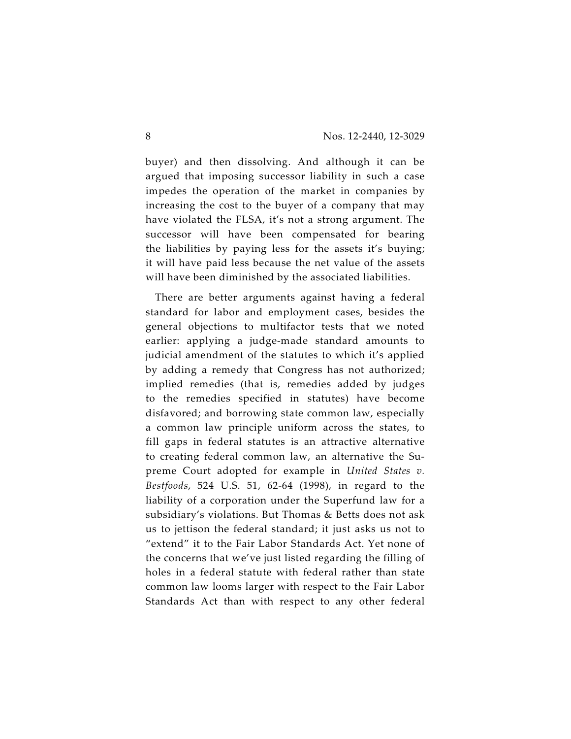buyer) and then dissolving. And although it can be argued that imposing successor liability in such a case impedes the operation of the market in companies by increasing the cost to the buyer of a company that may have violated the FLSA, it's not a strong argument. The successor will have been compensated for bearing the liabilities by paying less for the assets it's buying; it will have paid less because the net value of the assets will have been diminished by the associated liabilities.

There are better arguments against having a federal standard for labor and employment cases, besides the general objections to multifactor tests that we noted earlier: applying a judge-made standard amounts to judicial amendment of the statutes to which it's applied by adding a remedy that Congress has not authorized; implied remedies (that is, remedies added by judges to the remedies specified in statutes) have become disfavored; and borrowing state common law, especially a common law principle uniform across the states, to fill gaps in federal statutes is an attractive alternative to creating federal common law, an alternative the Supreme Court adopted for example in *United States v. Bestfoods*, 524 U.S. 51, 62-64 (1998), in regard to the liability of a corporation under the Superfund law for a subsidiary's violations. But Thomas & Betts does not ask us to jettison the federal standard; it just asks us not to "extend" it to the Fair Labor Standards Act. Yet none of the concerns that we've just listed regarding the filling of holes in a federal statute with federal rather than state common law looms larger with respect to the Fair Labor Standards Act than with respect to any other federal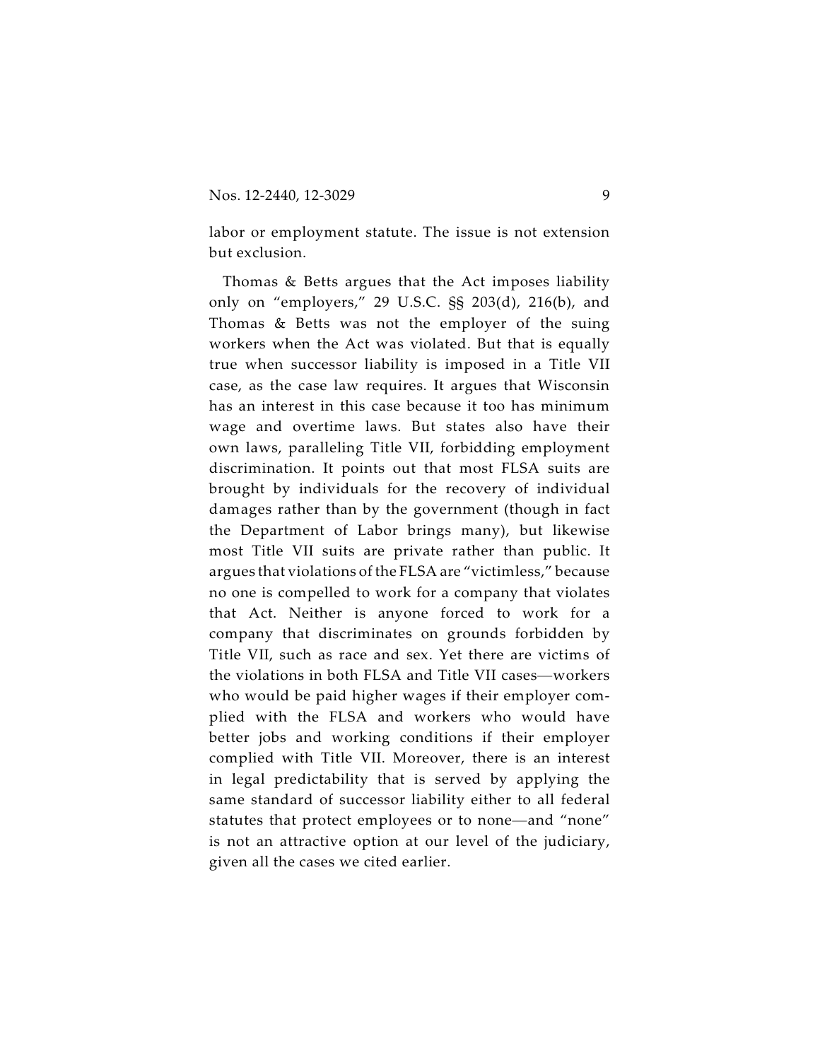labor or employment statute. The issue is not extension but exclusion.

Thomas & Betts argues that the Act imposes liability only on "employers," 29 U.S.C. §§ 203(d), 216(b), and Thomas & Betts was not the employer of the suing workers when the Act was violated. But that is equally true when successor liability is imposed in a Title VII case, as the case law requires. It argues that Wisconsin has an interest in this case because it too has minimum wage and overtime laws. But states also have their own laws, paralleling Title VII, forbidding employment discrimination. It points out that most FLSA suits are brought by individuals for the recovery of individual damages rather than by the government (though in fact the Department of Labor brings many), but likewise most Title VII suits are private rather than public. It argues that violations of the FLSA are "victimless," because no one is compelled to work for a company that violates that Act. Neither is anyone forced to work for a company that discriminates on grounds forbidden by Title VII, such as race and sex. Yet there are victims of the violations in both FLSA and Title VII cases—workers who would be paid higher wages if their employer complied with the FLSA and workers who would have better jobs and working conditions if their employer complied with Title VII. Moreover, there is an interest in legal predictability that is served by applying the same standard of successor liability either to all federal statutes that protect employees or to none—and "none" is not an attractive option at our level of the judiciary, given all the cases we cited earlier.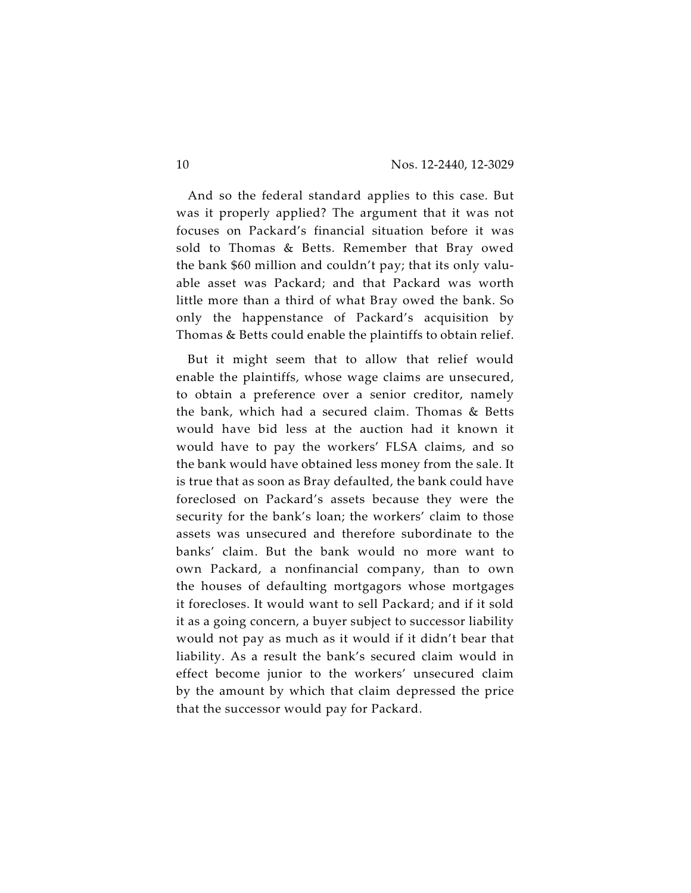And so the federal standard applies to this case. But was it properly applied? The argument that it was not focuses on Packard's financial situation before it was sold to Thomas & Betts. Remember that Bray owed the bank $60 million and couldn't pay; that its only valuable asset was Packard; and that Packard was worth little more than a third of what Bray owed the bank. So only the happenstance of Packard's acquisition by Thomas & Betts could enable the plaintiffs to obtain relief.

But it might seem that to allow that relief would enable the plaintiffs, whose wage claims are unsecured, to obtain a preference over a senior creditor, namely the bank, which had a secured claim. Thomas & Betts would have bid less at the auction had it known it would have to pay the workers' FLSA claims, and so the bank would have obtained less money from the sale. It is true that as soon as Bray defaulted, the bank could have foreclosed on Packard's assets because they were the security for the bank's loan; the workers' claim to those assets was unsecured and therefore subordinate to the banks' claim. But the bank would no more want to own Packard, a nonfinancial company, than to own the houses of defaulting mortgagors whose mortgages it forecloses. It would want to sell Packard; and if it sold it as a going concern, a buyer subject to successor liability would not pay as much as it would if it didn't bear that liability. As a result the bank's secured claim would in effect become junior to the workers' unsecured claim by the amount by which that claim depressed the price that the successor would pay for Packard.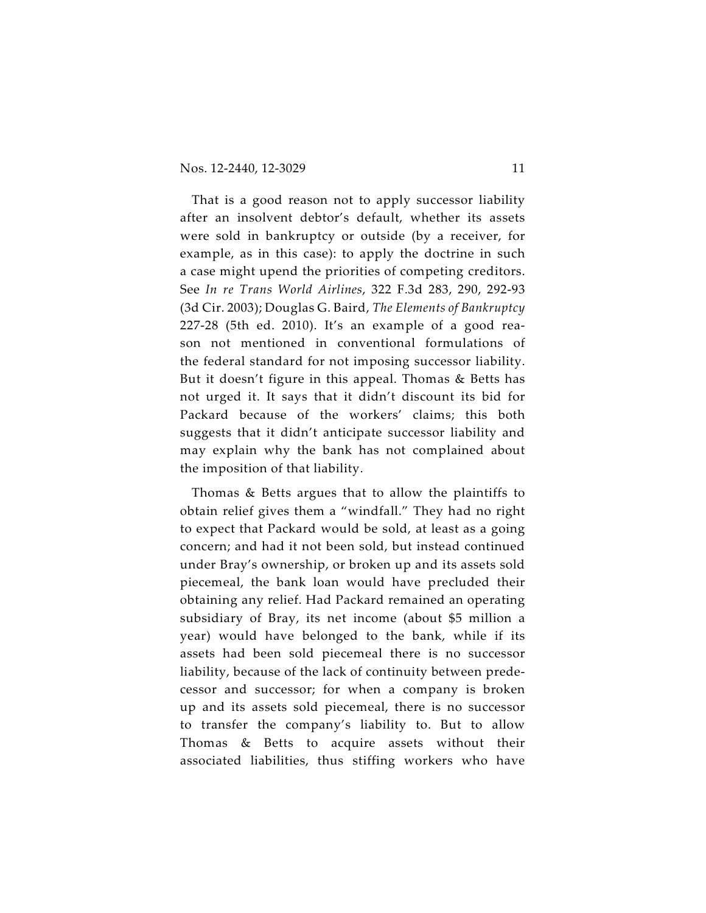That is a good reason not to apply successor liability after an insolvent debtor's default, whether its assets were sold in bankruptcy or outside (by a receiver, for example, as in this case): to apply the doctrine in such a case might upend the priorities of competing creditors. See *In re Trans World Airlines*, 322 F.3d 283, 290, 292-93 (3d Cir. 2003); Douglas G. Baird, *The Elements of Bankruptcy* 227-28 (5th ed. 2010). It's an example of a good reason not mentioned in conventional formulations of the federal standard for not imposing successor liability. But it doesn't figure in this appeal. Thomas & Betts has not urged it. It says that it didn't discount its bid for Packard because of the workers' claims; this both suggests that it didn't anticipate successor liability and may explain why the bank has not complained about the imposition of that liability.

Thomas & Betts argues that to allow the plaintiffs to obtain relief gives them a "windfall." They had no right to expect that Packard would be sold, at least as a going concern; and had it not been sold, but instead continued under Bray's ownership, or broken up and its assets sold piecemeal, the bank loan would have precluded their obtaining any relief. Had Packard remained an operating subsidiary of Bray, its net income (about $5 million a year) would have belonged to the bank, while if its assets had been sold piecemeal there is no successor liability, because of the lack of continuity between predecessor and successor; for when a company is broken up and its assets sold piecemeal, there is no successor to transfer the company's liability to. But to allow Thomas & Betts to acquire assets without their associated liabilities, thus stiffing workers who have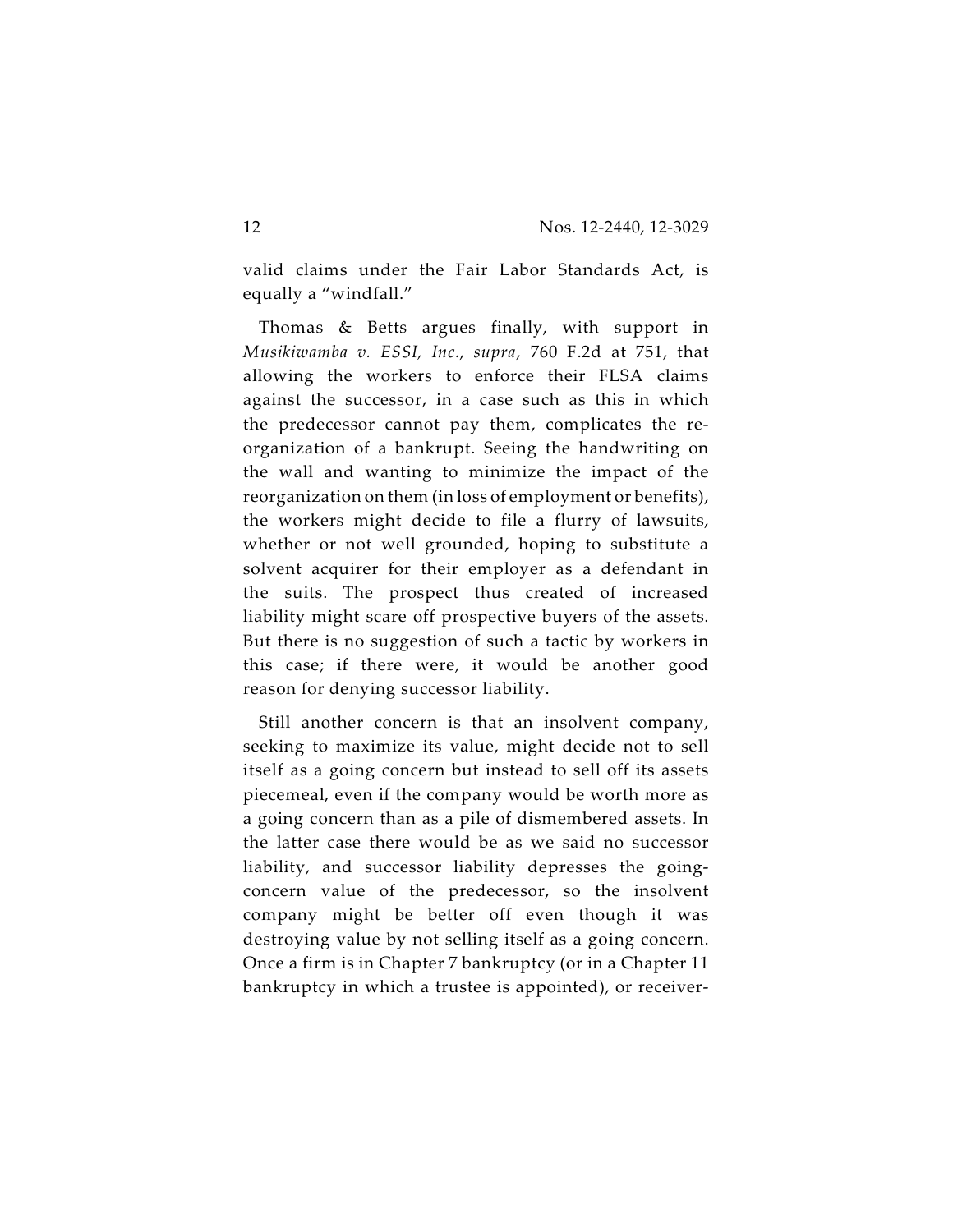valid claims under the Fair Labor Standards Act, is equally a "windfall."

Thomas & Betts argues finally, with support in *Musikiwamba v. ESSI, Inc.*, *supra*, 760 F.2d at 751, that allowing the workers to enforce their FLSA claims against the successor, in a case such as this in which the predecessor cannot pay them, complicates the reorganization of a bankrupt. Seeing the handwriting on the wall and wanting to minimize the impact of the reorganization on them (in loss of employment or benefits), the workers might decide to file a flurry of lawsuits, whether or not well grounded, hoping to substitute a solvent acquirer for their employer as a defendant in the suits. The prospect thus created of increased liability might scare off prospective buyers of the assets. But there is no suggestion of such a tactic by workers in this case; if there were, it would be another good reason for denying successor liability.

Still another concern is that an insolvent company, seeking to maximize its value, might decide not to sell itself as a going concern but instead to sell off its assets piecemeal, even if the company would be worth more as a going concern than as a pile of dismembered assets. In the latter case there would be as we said no successor liability, and successor liability depresses the going-concern value of the predecessor, so the insolvent company might be better off even though it was destroying value by not selling itself as a going concern. Once a firm is in Chapter 7 bankruptcy (or in a Chapter 11 bankruptcy in which a trustee is appointed), or receiver-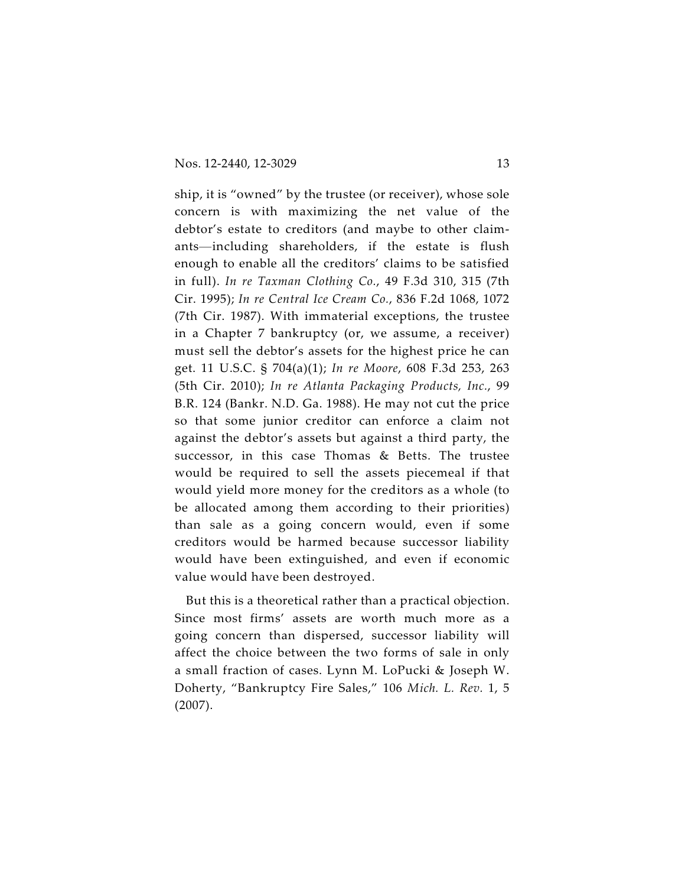ship, it is "owned" by the trustee (or receiver), whose sole concern is with maximizing the net value of the debtor's estate to creditors (and maybe to other claimants—including shareholders, if the estate is flush enough to enable all the creditors' claims to be satisfied in full). *In re Taxman Clothing Co.*, 49 F.3d 310, 315 (7th Cir. 1995); *In re Central Ice Cream Co.*, 836 F.2d 1068, 1072 (7th Cir. 1987). With immaterial exceptions, the trustee in a Chapter 7 bankruptcy (or, we assume, a receiver) must sell the debtor's assets for the highest price he can get. 11 U.S.C. § 704(a)(1); *In re Moore*, 608 F.3d 253, 263 (5th Cir. 2010); *In re Atlanta Packaging Products, Inc.*, 99 B.R. 124 (Bankr. N.D. Ga. 1988). He may not cut the price so that some junior creditor can enforce a claim not against the debtor's assets but against a third party, the successor, in this case Thomas & Betts. The trustee would be required to sell the assets piecemeal if that would yield more money for the creditors as a whole (to be allocated among them according to their priorities) than sale as a going concern would, even if some creditors would be harmed because successor liability would have been extinguished, and even if economic value would have been destroyed.

But this is a theoretical rather than a practical objection. Since most firms' assets are worth much more as a going concern than dispersed, successor liability will affect the choice between the two forms of sale in only a small fraction of cases. Lynn M. LoPucki & Joseph W. Doherty, "Bankruptcy Fire Sales," 106 *Mich. L. Rev.* 1, 5 (2007).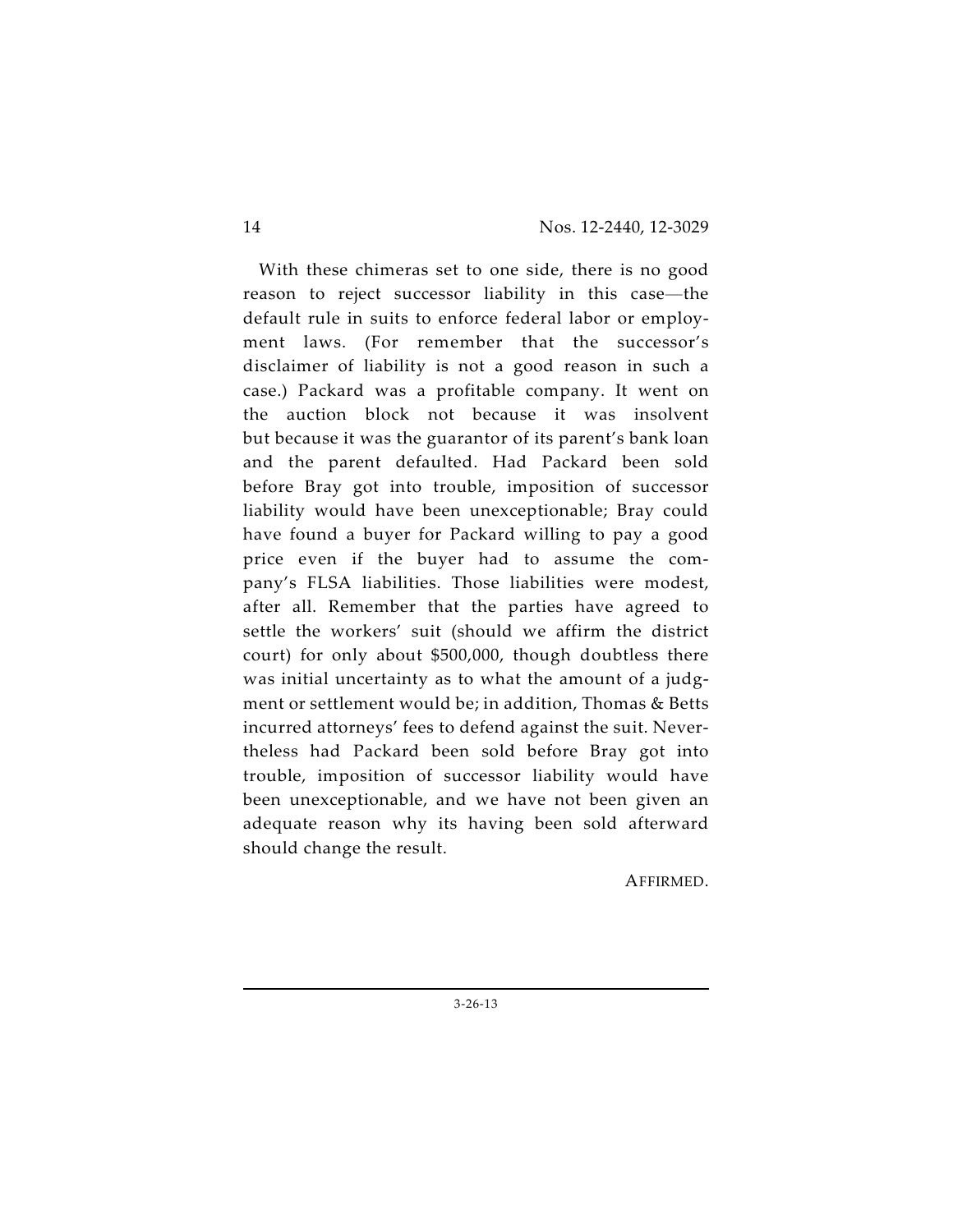With these chimeras set to one side, there is no good reason to reject successor liability in this case—the default rule in suits to enforce federal labor or employment laws. (For remember that the successor's disclaimer of liability is not a good reason in such a case.) Packard was a profitable company. It went on the auction block not because it was insolvent but because it was the guarantor of its parent's bank loan and the parent defaulted. Had Packard been sold before Bray got into trouble, imposition of successor liability would have been unexceptionable; Bray could have found a buyer for Packard willing to pay a good price even if the buyer had to assume the company's FLSA liabilities. Those liabilities were modest, after all. Remember that the parties have agreed to settle the workers' suit (should we affirm the district court) for only about $500,000, though doubtless there was initial uncertainty as to what the amount of a judgment or settlement would be; in addition, Thomas & Betts incurred attorneys' fees to defend against the suit. Nevertheless had Packard been sold before Bray got into trouble, imposition of successor liability would have been unexceptionable, and we have not been given an adequate reason why its having been sold afterward should change the result.

AFFIRMED.

3-26-13